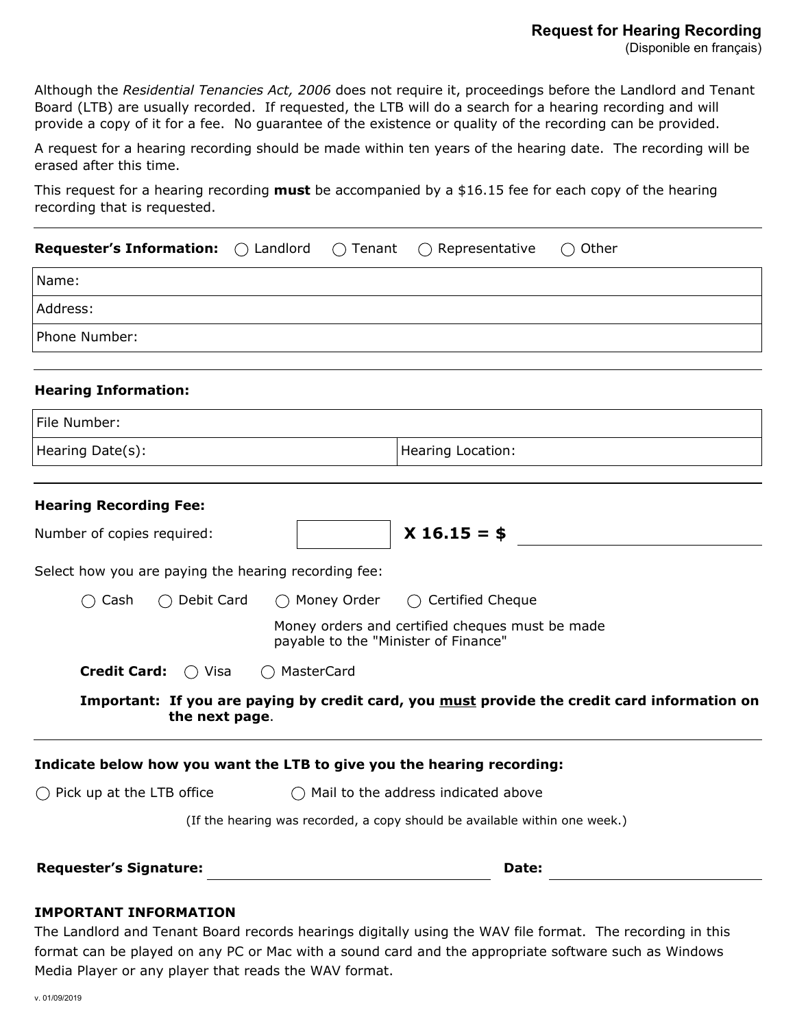# Request for Hearing Recording

(Disponible en français)

Although the *Residential Tenancies Act, 2006* does not require it, proceedings before the Landlord and Tenant Board (LTB) are usually recorded. If requested, the LTB will do a search for a hearing recording and will provide a copy of it for a fee. No guarantee of the existence or quality of the recording can be provided.

A request for a hearing recording should be made within ten years of the hearing date. The recording will be erased after this time.

This request for a hearing recording **must** be accompanied by a $16.15 fee for each copy of the hearing recording that is requested.

---

**Requester's Information:** ◯ Landlord ◯ Tenant ◯ Representative ◯ Other

| Name: |
|---|
| Address: |
| Phone Number: |

---

**Hearing Information:**

| File Number: | |
|---|---|
| Hearing Date(s): | Hearing Location: |

---

**Hearing Recording Fee:**

Number of copies required: ______ **X 16.15 = $** ______________

Select how you are paying the hearing recording fee:

◯ Cash ◯ Debit Card ◯ Money Order ◯ Certified Cheque

Money orders and certified cheques must be made payable to the "Minister of Finance"

**Credit Card:** ◯ Visa ◯ MasterCard

**Important: If you are paying by credit card, you <u>must</u> provide the credit card information on the next page.**

---

**Indicate below how you want the LTB to give you the hearing recording:**

◯ Pick up at the LTB office ◯ Mail to the address indicated above

(If the hearing was recorded, a copy should be available within one week.)

**Requester's Signature:** ______________________ **Date:** ______________

**IMPORTANT INFORMATION**

The Landlord and Tenant Board records hearings digitally using the WAV file format. The recording in this format can be played on any PC or Mac with a sound card and the appropriate software such as Windows Media Player or any player that reads the WAV format.

v. 01/09/2019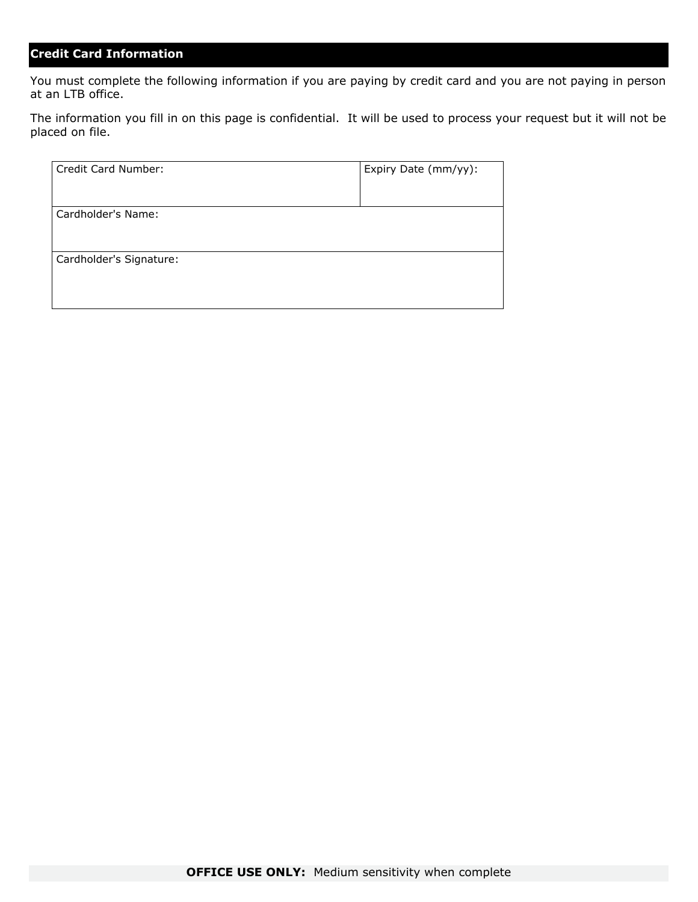## Credit Card Information

You must complete the following information if you are paying by credit card and you are not paying in person at an LTB office.

The information you fill in on this page is confidential. It will be used to process your request but it will not be placed on file.

| | |
|---|---|
| Credit Card Number: | Expiry Date (mm/yy): |
| Cardholder's Name: | |
| Cardholder's Signature: | |

**OFFICE USE ONLY:** Medium sensitivity when complete